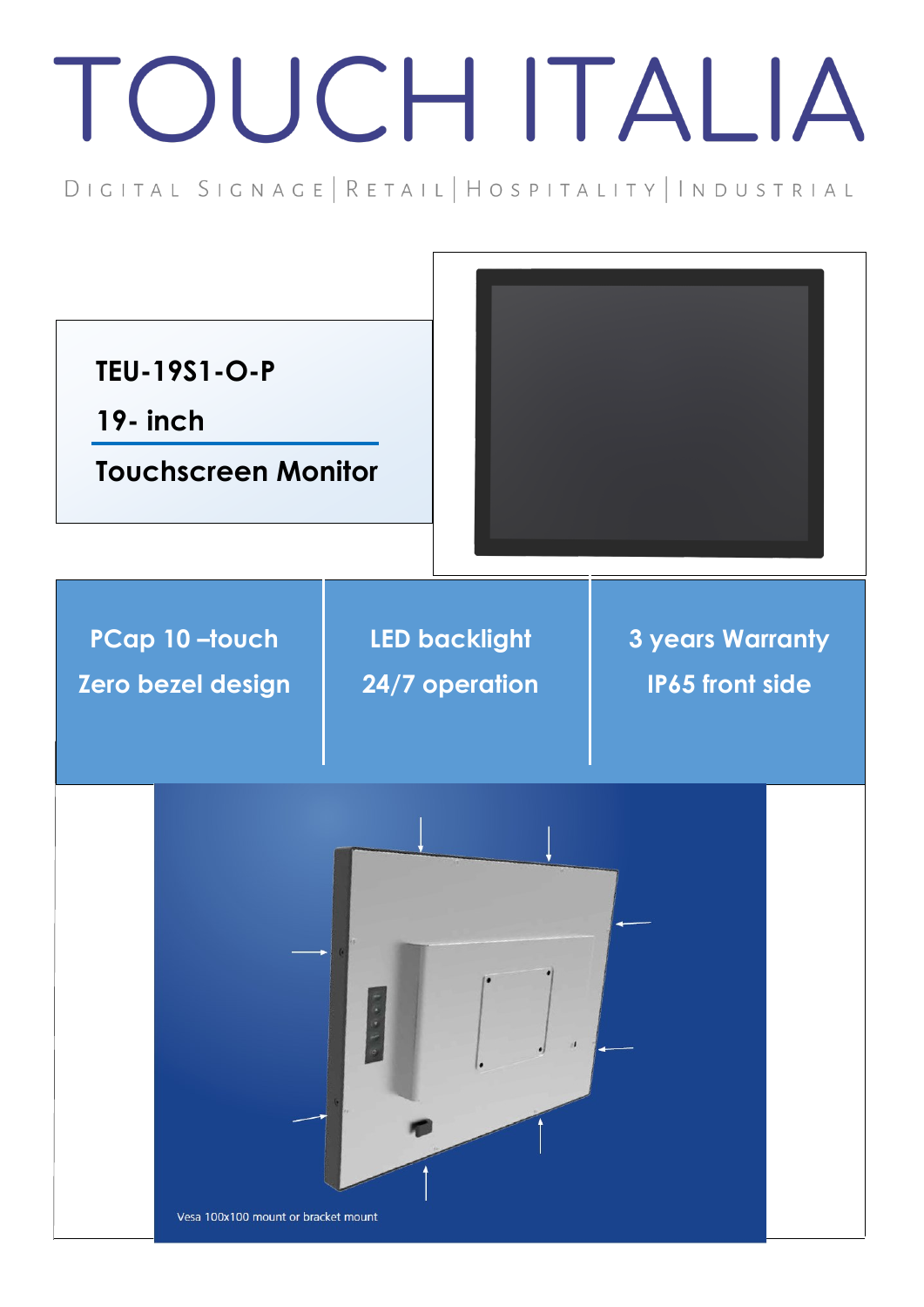# TOUCH ITALIA

DIGITAL SIGNAGE | RETAIL | HOSPITALITY | INDUSTRIAL

**TEU-19S1-O-P**

**19- inch**

**Touchscreen Monitor**

| | | |
|---|---|---|
| **PCap 10 –touch** | **LED backlight** | **3 years Warranty** |
| **Zero bezel design** | **24/7 operation** | **IP65 front side** |

Vesa 100x100 mount or bracket mount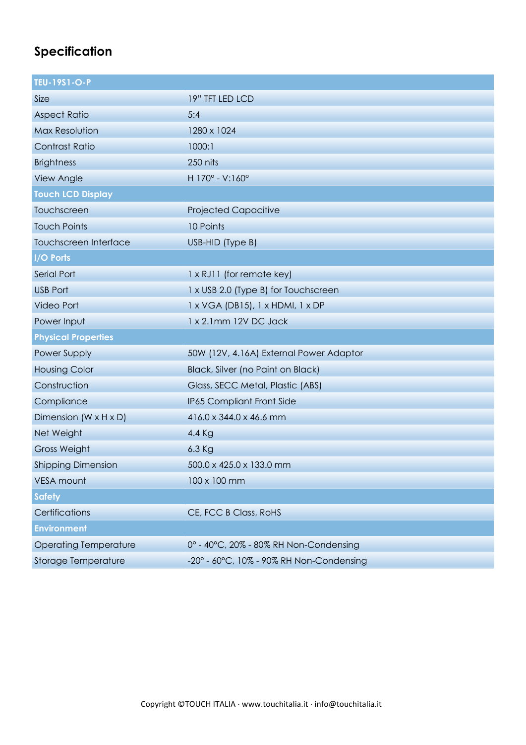## Specification

| TEU-19S1-O-P | |
|---|---|
| Size | 19" TFT LED LCD |
| Aspect Ratio | 5:4 |
| Max Resolution | 1280 x 1024 |
| Contrast Ratio | 1000:1 |
| Brightness | 250 nits |
| View Angle | H 170° - V:160° |
| **Touch LCD Display** | |
| Touchscreen | Projected Capacitive |
| Touch Points | 10 Points |
| Touchscreen Interface | USB-HID (Type B) |
| **I/O Ports** | |
| Serial Port | 1 x RJ11 (for remote key) |
| USB Port | 1 x USB 2.0 (Type B) for Touchscreen |
| Video Port | 1 x VGA (DB15), 1 x HDMI, 1 x DP |
| Power Input | 1 x 2.1mm 12V DC Jack |
| **Physical Properties** | |
| Power Supply | 50W (12V, 4.16A) External Power Adaptor |
| Housing Color | Black, Silver (no Paint on Black) |
| Construction | Glass, SECC Metal, Plastic (ABS) |
| Compliance | IP65 Compliant Front Side |
| Dimension (W x H x D) | 416.0 x 344.0 x 46.6 mm |
| Net Weight | 4.4 Kg |
| Gross Weight | 6.3 Kg |
| Shipping Dimension | 500.0 x 425.0 x 133.0 mm |
| VESA mount | 100 x 100 mm |
| **Safety** | |
| Certifications | CE, FCC B Class, RoHS |
| **Environment** | |
| Operating Temperature | 0° - 40°C, 20% - 80% RH Non-Condensing |
| Storage Temperature | -20° - 60°C, 10% - 90% RH Non-Condensing |

Copyright ©TOUCH ITALIA · www.touchitalia.it · info@touchitalia.it